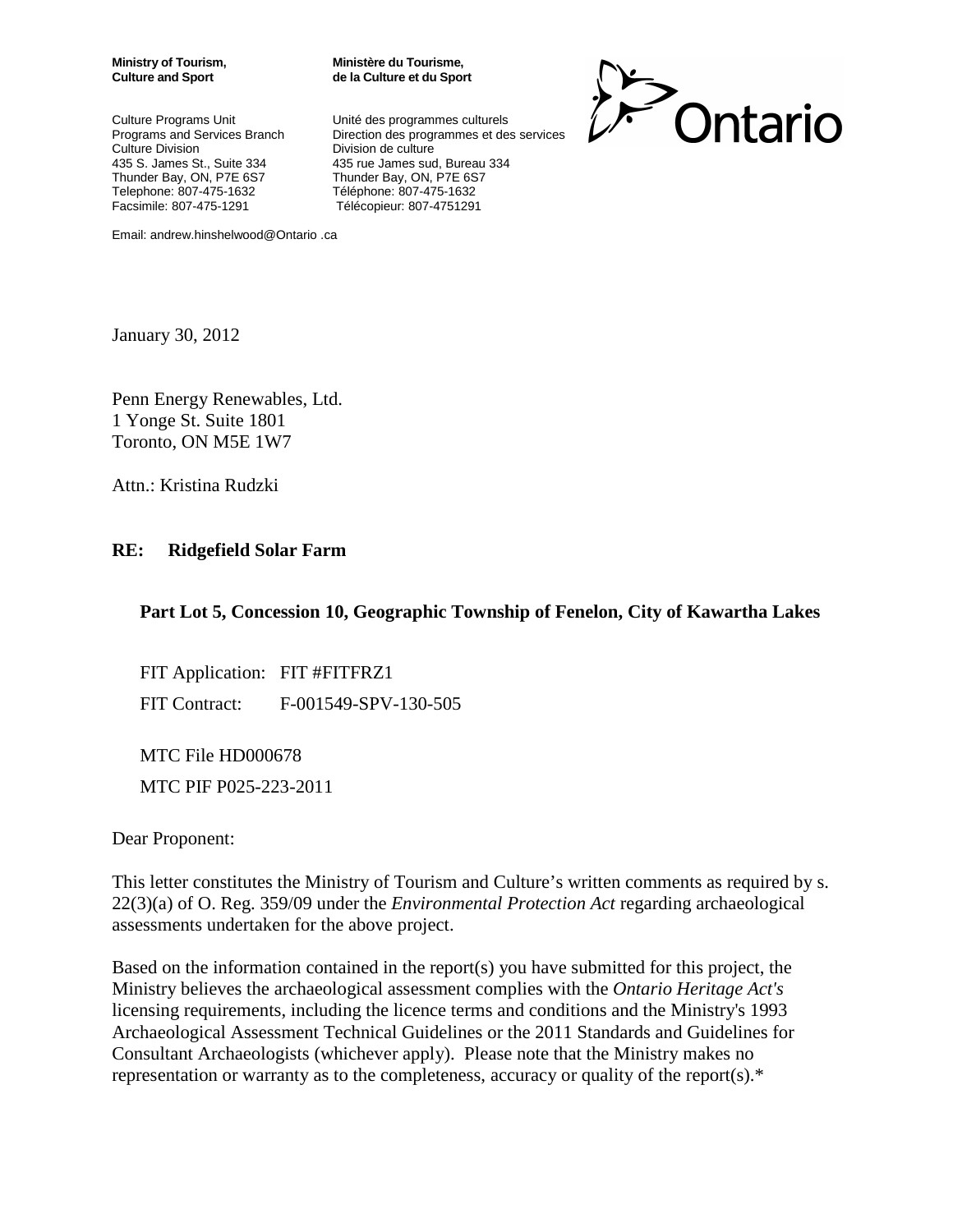**Ministry of Tourism, Culture and Sport**

Culture Programs Unit
Programs and Services Branch
Culture Division
435 S. James St., Suite 334
Thunder Bay, ON, P7E 6S7
Telephone: 807-475-1632
Facsimile: 807-475-1291

Email: andrew.hinshelwood@Ontario .ca

**Ministère du Tourisme, de la Culture et du Sport**

Unité des programmes culturels
Direction des programmes et des services
Division de culture
435 rue James sud, Bureau 334
Thunder Bay, ON, P7E 6S7
Téléphone: 807-475-1632
Télécopieur: 807-4751291

Ontario

January 30, 2012

Penn Energy Renewables, Ltd.
1 Yonge St. Suite 1801
Toronto, ON M5E 1W7

Attn.: Kristina Rudzki

**RE: Ridgefield Solar Farm**

**Part Lot 5, Concession 10, Geographic Township of Fenelon, City of Kawartha Lakes**

FIT Application: FIT #FITFRZ1

FIT Contract: F-001549-SPV-130-505

MTC File HD000678

MTC PIF P025-223-2011

Dear Proponent:

This letter constitutes the Ministry of Tourism and Culture's written comments as required by s. 22(3)(a) of O. Reg. 359/09 under the *Environmental Protection Act* regarding archaeological assessments undertaken for the above project.

Based on the information contained in the report(s) you have submitted for this project, the Ministry believes the archaeological assessment complies with the *Ontario Heritage Act's* licensing requirements, including the licence terms and conditions and the Ministry's 1993 Archaeological Assessment Technical Guidelines or the 2011 Standards and Guidelines for Consultant Archaeologists (whichever apply). Please note that the Ministry makes no representation or warranty as to the completeness, accuracy or quality of the report(s).*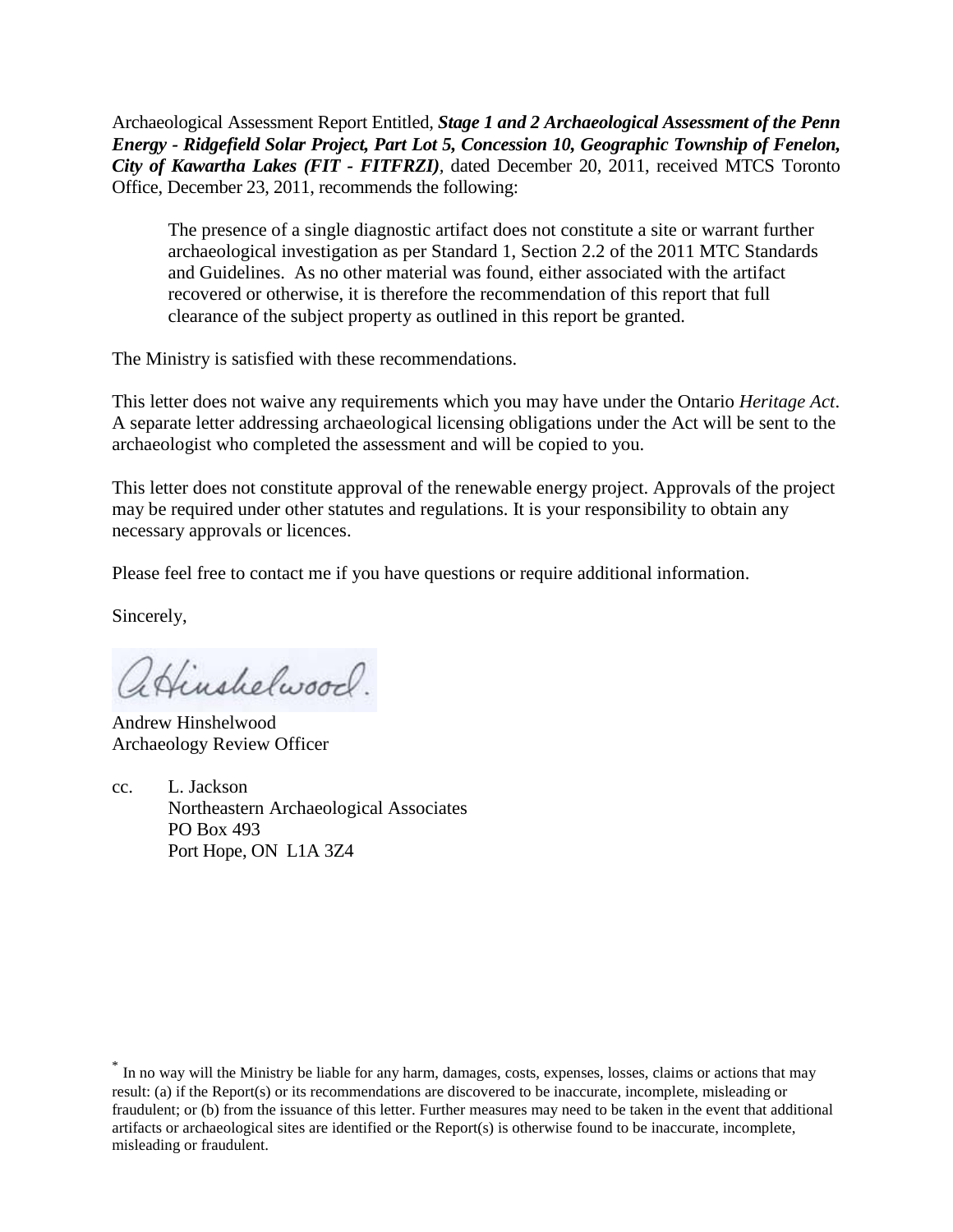Archaeological Assessment Report Entitled, ***Stage 1 and 2 Archaeological Assessment of the Penn Energy - Ridgefield Solar Project, Part Lot 5, Concession 10, Geographic Township of Fenelon, City of Kawartha Lakes (FIT - FITFRZI)***, dated December 20, 2011, received MTCS Toronto Office, December 23, 2011, recommends the following:

> The presence of a single diagnostic artifact does not constitute a site or warrant further archaeological investigation as per Standard 1, Section 2.2 of the 2011 MTC Standards and Guidelines. As no other material was found, either associated with the artifact recovered or otherwise, it is therefore the recommendation of this report that full clearance of the subject property as outlined in this report be granted.

The Ministry is satisfied with these recommendations.

This letter does not waive any requirements which you may have under the Ontario *Heritage Act*. A separate letter addressing archaeological licensing obligations under the Act will be sent to the archaeologist who completed the assessment and will be copied to you.

This letter does not constitute approval of the renewable energy project. Approvals of the project may be required under other statutes and regulations. It is your responsibility to obtain any necessary approvals or licences.

Please feel free to contact me if you have questions or require additional information.

Sincerely,

Andrew Hinshelwood
Archaeology Review Officer

cc. L. Jackson
Northeastern Archaeological Associates
PO Box 493
Port Hope, ON L1A 3Z4

* In no way will the Ministry be liable for any harm, damages, costs, expenses, losses, claims or actions that may result: (a) if the Report(s) or its recommendations are discovered to be inaccurate, incomplete, misleading or fraudulent; or (b) from the issuance of this letter. Further measures may need to be taken in the event that additional artifacts or archaeological sites are identified or the Report(s) is otherwise found to be inaccurate, incomplete, misleading or fraudulent.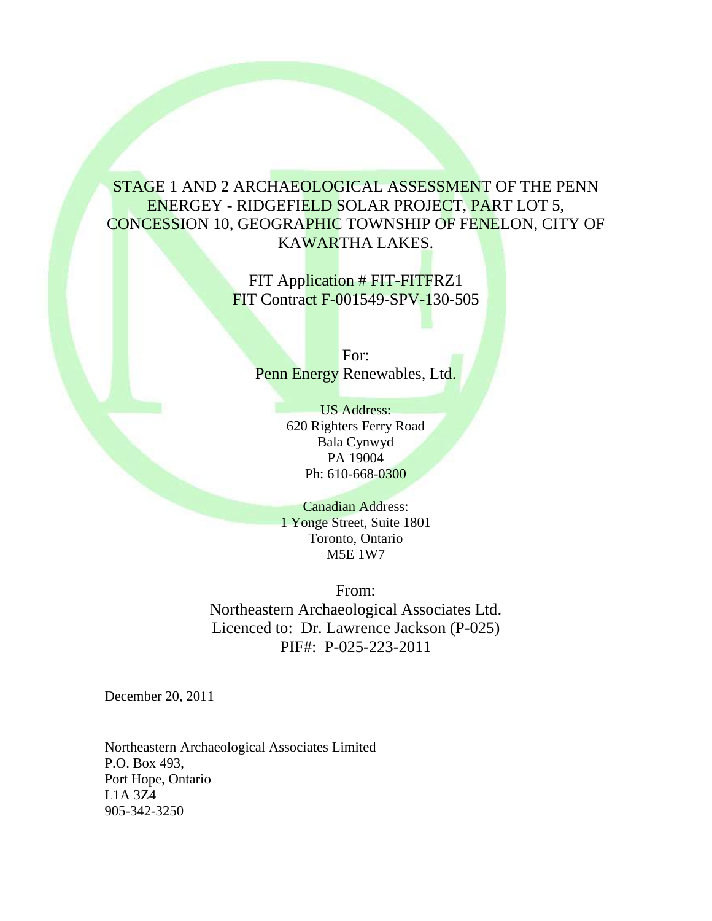# STAGE 1 AND 2 ARCHAEOLOGICAL ASSESSMENT OF THE PENN ENERGEY - RIDGEFIELD SOLAR PROJECT, PART LOT 5, CONCESSION 10, GEOGRAPHIC TOWNSHIP OF FENELON, CITY OF KAWARTHA LAKES.

FIT Application # FIT-FITFRZ1
FIT Contract F-001549-SPV-130-505

For:
Penn Energy Renewables, Ltd.

US Address:
620 Righters Ferry Road
Bala Cynwyd
PA 19004
Ph: 610-668-0300

Canadian Address:
1 Yonge Street, Suite 1801
Toronto, Ontario
M5E 1W7

From:
Northeastern Archaeological Associates Ltd.
Licenced to: Dr. Lawrence Jackson (P-025)
PIF#: P-025-223-2011

December 20, 2011

Northeastern Archaeological Associates Limited
P.O. Box 493,
Port Hope, Ontario
L1A 3Z4
905-342-3250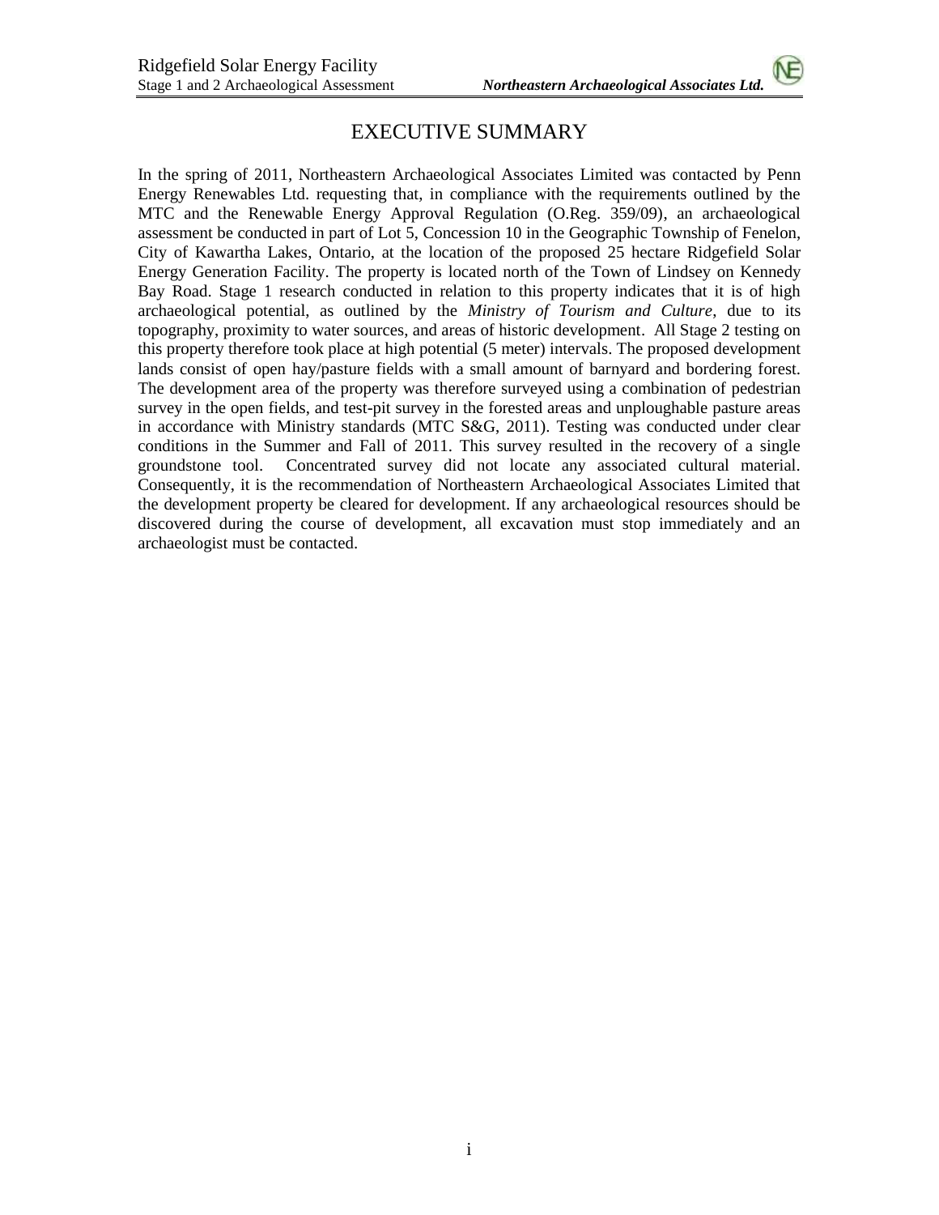# EXECUTIVE SUMMARY

In the spring of 2011, Northeastern Archaeological Associates Limited was contacted by Penn Energy Renewables Ltd. requesting that, in compliance with the requirements outlined by the MTC and the Renewable Energy Approval Regulation (O.Reg. 359/09), an archaeological assessment be conducted in part of Lot 5, Concession 10 in the Geographic Township of Fenelon, City of Kawartha Lakes, Ontario, at the location of the proposed 25 hectare Ridgefield Solar Energy Generation Facility. The property is located north of the Town of Lindsey on Kennedy Bay Road. Stage 1 research conducted in relation to this property indicates that it is of high archaeological potential, as outlined by the *Ministry of Tourism and Culture*, due to its topography, proximity to water sources, and areas of historic development. All Stage 2 testing on this property therefore took place at high potential (5 meter) intervals. The proposed development lands consist of open hay/pasture fields with a small amount of barnyard and bordering forest. The development area of the property was therefore surveyed using a combination of pedestrian survey in the open fields, and test-pit survey in the forested areas and unploughable pasture areas in accordance with Ministry standards (MTC S&G, 2011). Testing was conducted under clear conditions in the Summer and Fall of 2011. This survey resulted in the recovery of a single groundstone tool. Concentrated survey did not locate any associated cultural material. Consequently, it is the recommendation of Northeastern Archaeological Associates Limited that the development property be cleared for development. If any archaeological resources should be discovered during the course of development, all excavation must stop immediately and an archaeologist must be contacted.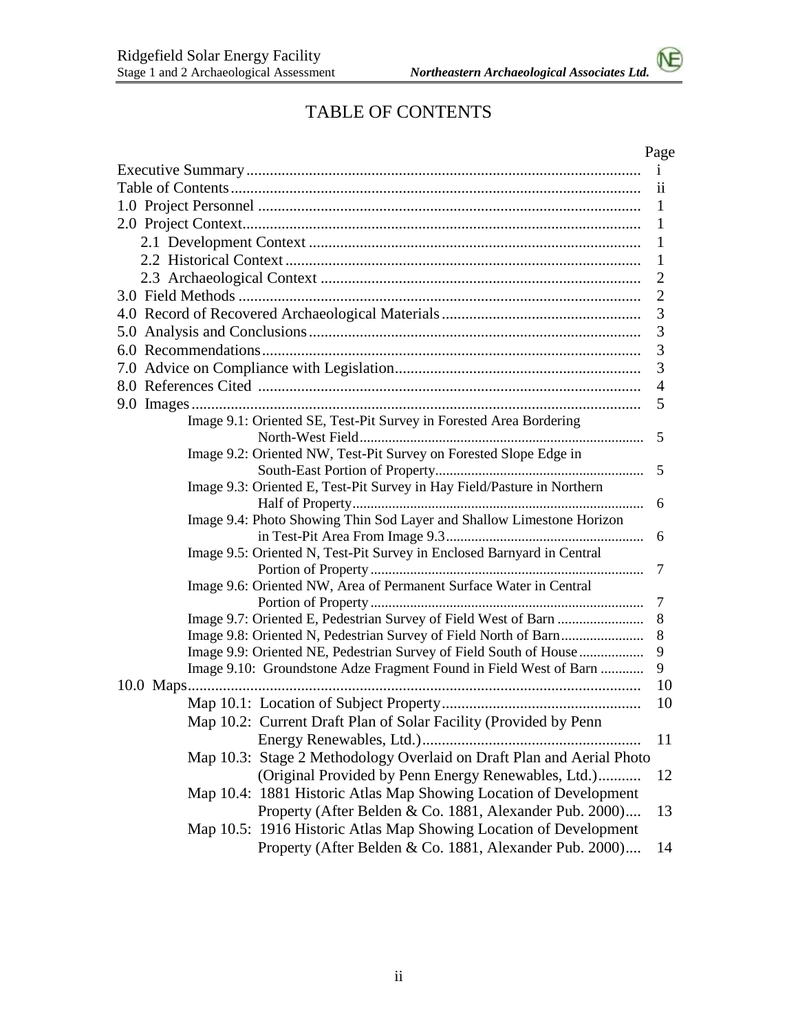# TABLE OF CONTENTS

| | Page |
|---|---|
| Executive Summary | i |
| Table of Contents | ii |
| 1.0 Project Personnel | 1 |
| 2.0 Project Context | 1 |
| 2.1 Development Context | 1 |
| 2.2 Historical Context | 1 |
| 2.3 Archaeological Context | 2 |
| 3.0 Field Methods | 2 |
| 4.0 Record of Recovered Archaeological Materials | 3 |
| 5.0 Analysis and Conclusions | 3 |
| 6.0 Recommendations | 3 |
| 7.0 Advice on Compliance with Legislation | 3 |
| 8.0 References Cited | 4 |
| 9.0 Images | 5 |
| Image 9.1: Oriented SE, Test-Pit Survey in Forested Area Bordering North-West Field | 5 |
| Image 9.2: Oriented NW, Test-Pit Survey on Forested Slope Edge in South-East Portion of Property | 5 |
| Image 9.3: Oriented E, Test-Pit Survey in Hay Field/Pasture in Northern Half of Property | 6 |
| Image 9.4: Photo Showing Thin Sod Layer and Shallow Limestone Horizon in Test-Pit Area From Image 9.3 | 6 |
| Image 9.5: Oriented N, Test-Pit Survey in Enclosed Barnyard in Central Portion of Property | 7 |
| Image 9.6: Oriented NW, Area of Permanent Surface Water in Central Portion of Property | 7 |
| Image 9.7: Oriented E, Pedestrian Survey of Field West of Barn | 8 |
| Image 9.8: Oriented N, Pedestrian Survey of Field North of Barn | 8 |
| Image 9.9: Oriented NE, Pedestrian Survey of Field South of House | 9 |
| Image 9.10: Groundstone Adze Fragment Found in Field West of Barn | 9 |
| 10.0 Maps | 10 |
| Map 10.1: Location of Subject Property | 10 |
| Map 10.2: Current Draft Plan of Solar Facility (Provided by Penn Energy Renewables, Ltd.) | 11 |
| Map 10.3: Stage 2 Methodology Overlaid on Draft Plan and Aerial Photo (Original Provided by Penn Energy Renewables, Ltd.) | 12 |
| Map 10.4: 1881 Historic Atlas Map Showing Location of Development Property (After Belden & Co. 1881, Alexander Pub. 2000) | 13 |
| Map 10.5: 1916 Historic Atlas Map Showing Location of Development Property (After Belden & Co. 1881, Alexander Pub. 2000) | 14 |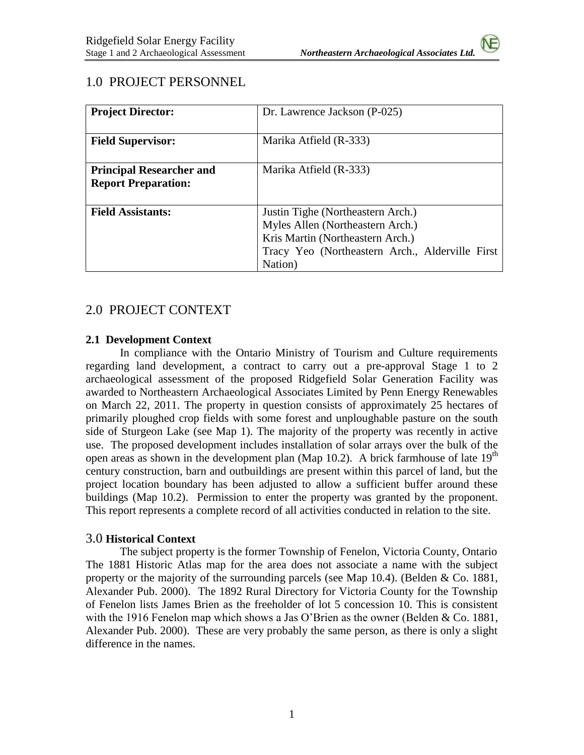## 1.0 PROJECT PERSONNEL

| | |
|---|---|
| **Project Director:** | Dr. Lawrence Jackson (P-025) |
| **Field Supervisor:** | Marika Atfield (R-333) |
| **Principal Researcher and Report Preparation:** | Marika Atfield (R-333) |
| **Field Assistants:** | Justin Tighe (Northeastern Arch.)<br>Myles Allen (Northeastern Arch.)<br>Kris Martin (Northeastern Arch.)<br>Tracy Yeo (Northeastern Arch., Alderville First Nation) |

## 2.0 PROJECT CONTEXT

### 2.1 Development Context

In compliance with the Ontario Ministry of Tourism and Culture requirements regarding land development, a contract to carry out a pre-approval Stage 1 to 2 archaeological assessment of the proposed Ridgefield Solar Generation Facility was awarded to Northeastern Archaeological Associates Limited by Penn Energy Renewables on March 22, 2011. The property in question consists of approximately 25 hectares of primarily ploughed crop fields with some forest and unploughable pasture on the south side of Sturgeon Lake (see Map 1). The majority of the property was recently in active use. The proposed development includes installation of solar arrays over the bulk of the open areas as shown in the development plan (Map 10.2). A brick farmhouse of late 19th century construction, barn and outbuildings are present within this parcel of land, but the project location boundary has been adjusted to allow a sufficient buffer around these buildings (Map 10.2). Permission to enter the property was granted by the proponent. This report represents a complete record of all activities conducted in relation to the site.

## 3.0 Historical Context

The subject property is the former Township of Fenelon, Victoria County, Ontario The 1881 Historic Atlas map for the area does not associate a name with the subject property or the majority of the surrounding parcels (see Map 10.4). (Belden & Co. 1881, Alexander Pub. 2000). The 1892 Rural Directory for Victoria County for the Township of Fenelon lists James Brien as the freeholder of lot 5 concession 10. This is consistent with the 1916 Fenelon map which shows a Jas O'Brien as the owner (Belden & Co. 1881, Alexander Pub. 2000). These are very probably the same person, as there is only a slight difference in the names.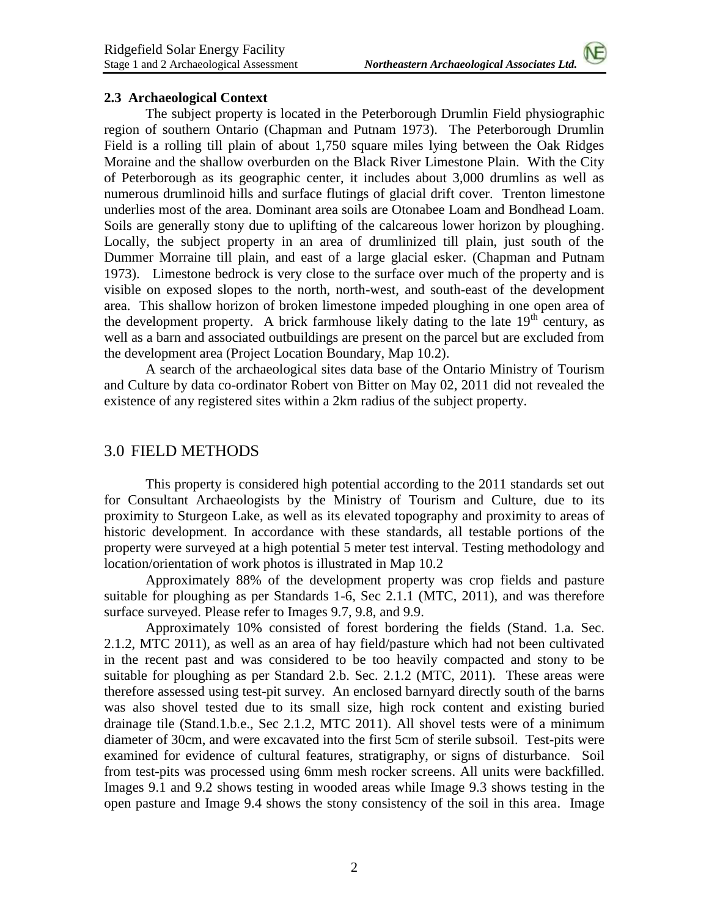### 2.3 Archaeological Context

The subject property is located in the Peterborough Drumlin Field physiographic region of southern Ontario (Chapman and Putnam 1973). The Peterborough Drumlin Field is a rolling till plain of about 1,750 square miles lying between the Oak Ridges Moraine and the shallow overburden on the Black River Limestone Plain. With the City of Peterborough as its geographic center, it includes about 3,000 drumlins as well as numerous drumlinoid hills and surface flutings of glacial drift cover. Trenton limestone underlies most of the area. Dominant area soils are Otonabee Loam and Bondhead Loam. Soils are generally stony due to uplifting of the calcareous lower horizon by ploughing. Locally, the subject property in an area of drumlinized till plain, just south of the Dummer Morraine till plain, and east of a large glacial esker. (Chapman and Putnam 1973). Limestone bedrock is very close to the surface over much of the property and is visible on exposed slopes to the north, north-west, and south-east of the development area. This shallow horizon of broken limestone impeded ploughing in one open area of the development property. A brick farmhouse likely dating to the late 19th century, as well as a barn and associated outbuildings are present on the parcel but are excluded from the development area (Project Location Boundary, Map 10.2).

A search of the archaeological sites data base of the Ontario Ministry of Tourism and Culture by data co-ordinator Robert von Bitter on May 02, 2011 did not revealed the existence of any registered sites within a 2km radius of the subject property.

## 3.0 FIELD METHODS

This property is considered high potential according to the 2011 standards set out for Consultant Archaeologists by the Ministry of Tourism and Culture, due to its proximity to Sturgeon Lake, as well as its elevated topography and proximity to areas of historic development. In accordance with these standards, all testable portions of the property were surveyed at a high potential 5 meter test interval. Testing methodology and location/orientation of work photos is illustrated in Map 10.2

Approximately 88% of the development property was crop fields and pasture suitable for ploughing as per Standards 1-6, Sec 2.1.1 (MTC, 2011), and was therefore surface surveyed. Please refer to Images 9.7, 9.8, and 9.9.

Approximately 10% consisted of forest bordering the fields (Stand. 1.a. Sec. 2.1.2, MTC 2011), as well as an area of hay field/pasture which had not been cultivated in the recent past and was considered to be too heavily compacted and stony to be suitable for ploughing as per Standard 2.b. Sec. 2.1.2 (MTC, 2011). These areas were therefore assessed using test-pit survey. An enclosed barnyard directly south of the barns was also shovel tested due to its small size, high rock content and existing buried drainage tile (Stand.1.b.e., Sec 2.1.2, MTC 2011). All shovel tests were of a minimum diameter of 30cm, and were excavated into the first 5cm of sterile subsoil. Test-pits were examined for evidence of cultural features, stratigraphy, or signs of disturbance. Soil from test-pits was processed using 6mm mesh rocker screens. All units were backfilled. Images 9.1 and 9.2 shows testing in wooded areas while Image 9.3 shows testing in the open pasture and Image 9.4 shows the stony consistency of the soil in this area. Image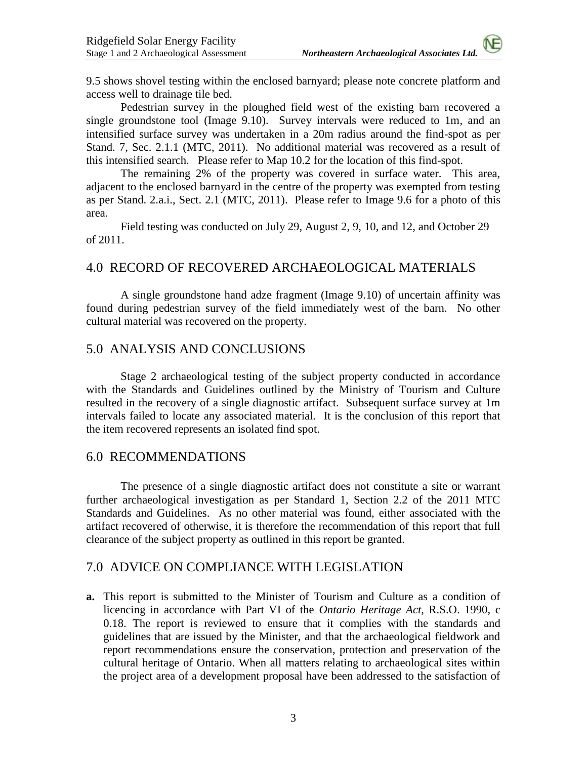9.5 shows shovel testing within the enclosed barnyard; please note concrete platform and access well to drainage tile bed.

Pedestrian survey in the ploughed field west of the existing barn recovered a single groundstone tool (Image 9.10). Survey intervals were reduced to 1m, and an intensified surface survey was undertaken in a 20m radius around the find-spot as per Stand. 7, Sec. 2.1.1 (MTC, 2011). No additional material was recovered as a result of this intensified search. Please refer to Map 10.2 for the location of this find-spot.

The remaining 2% of the property was covered in surface water. This area, adjacent to the enclosed barnyard in the centre of the property was exempted from testing as per Stand. 2.a.i., Sect. 2.1 (MTC, 2011). Please refer to Image 9.6 for a photo of this area.

Field testing was conducted on July 29, August 2, 9, 10, and 12, and October 29 of 2011.

## 4.0 RECORD OF RECOVERED ARCHAEOLOGICAL MATERIALS

A single groundstone hand adze fragment (Image 9.10) of uncertain affinity was found during pedestrian survey of the field immediately west of the barn. No other cultural material was recovered on the property.

## 5.0 ANALYSIS AND CONCLUSIONS

Stage 2 archaeological testing of the subject property conducted in accordance with the Standards and Guidelines outlined by the Ministry of Tourism and Culture resulted in the recovery of a single diagnostic artifact. Subsequent surface survey at 1m intervals failed to locate any associated material. It is the conclusion of this report that the item recovered represents an isolated find spot.

## 6.0 RECOMMENDATIONS

The presence of a single diagnostic artifact does not constitute a site or warrant further archaeological investigation as per Standard 1, Section 2.2 of the 2011 MTC Standards and Guidelines. As no other material was found, either associated with the artifact recovered of otherwise, it is therefore the recommendation of this report that full clearance of the subject property as outlined in this report be granted.

## 7.0 ADVICE ON COMPLIANCE WITH LEGISLATION

**a.** This report is submitted to the Minister of Tourism and Culture as a condition of licencing in accordance with Part VI of the *Ontario Heritage Act*, R.S.O. 1990, c 0.18. The report is reviewed to ensure that it complies with the standards and guidelines that are issued by the Minister, and that the archaeological fieldwork and report recommendations ensure the conservation, protection and preservation of the cultural heritage of Ontario. When all matters relating to archaeological sites within the project area of a development proposal have been addressed to the satisfaction of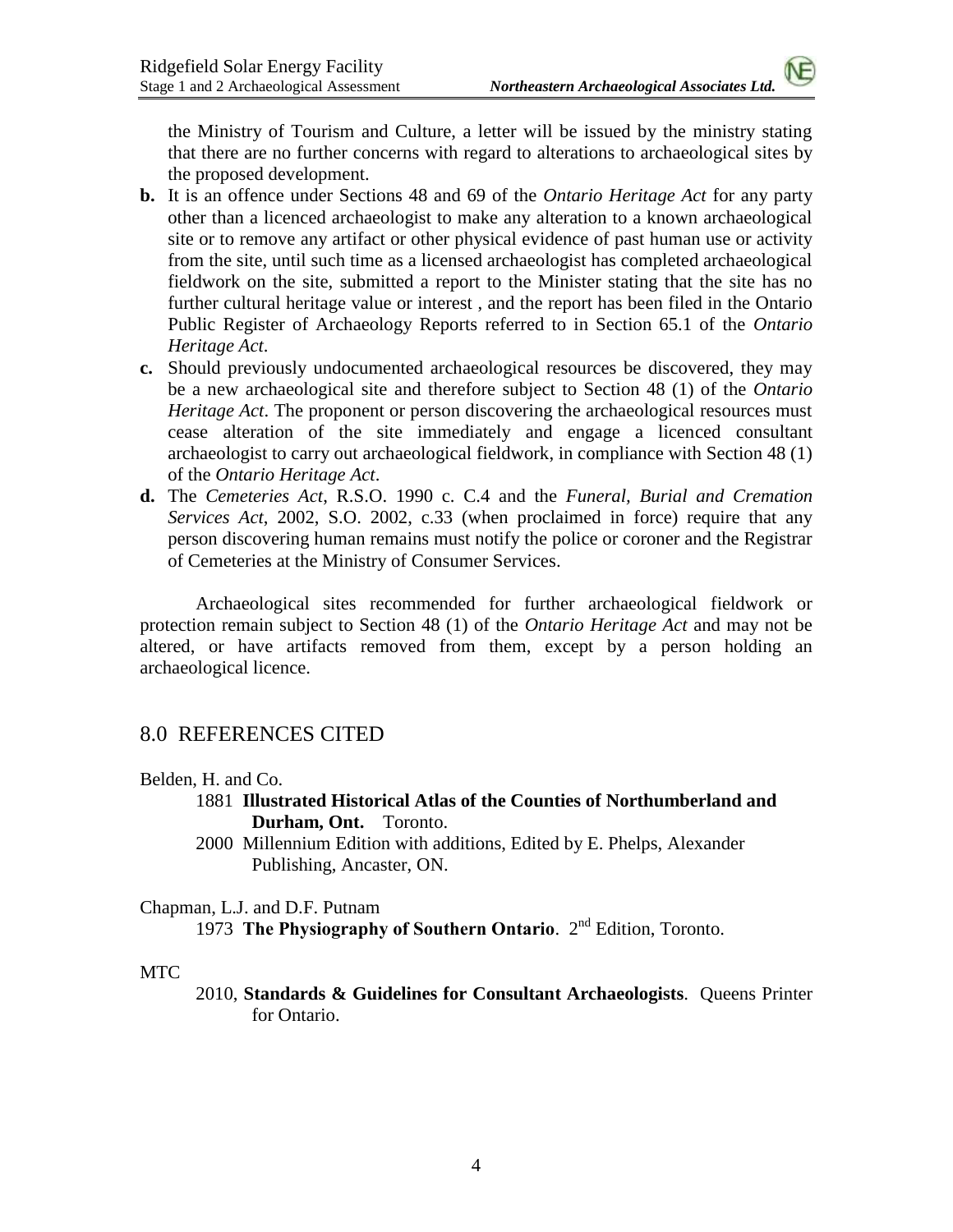the Ministry of Tourism and Culture, a letter will be issued by the ministry stating that there are no further concerns with regard to alterations to archaeological sites by the proposed development.

**b.** It is an offence under Sections 48 and 69 of the *Ontario Heritage Act* for any party other than a licenced archaeologist to make any alteration to a known archaeological site or to remove any artifact or other physical evidence of past human use or activity from the site, until such time as a licensed archaeologist has completed archaeological fieldwork on the site, submitted a report to the Minister stating that the site has no further cultural heritage value or interest , and the report has been filed in the Ontario Public Register of Archaeology Reports referred to in Section 65.1 of the *Ontario Heritage Act*.

**c.** Should previously undocumented archaeological resources be discovered, they may be a new archaeological site and therefore subject to Section 48 (1) of the *Ontario Heritage Act*. The proponent or person discovering the archaeological resources must cease alteration of the site immediately and engage a licenced consultant archaeologist to carry out archaeological fieldwork, in compliance with Section 48 (1) of the *Ontario Heritage Act*.

**d.** The *Cemeteries Act*, R.S.O. 1990 c. C.4 and the *Funeral, Burial and Cremation Services Act*, 2002, S.O. 2002, c.33 (when proclaimed in force) require that any person discovering human remains must notify the police or coroner and the Registrar of Cemeteries at the Ministry of Consumer Services.

Archaeological sites recommended for further archaeological fieldwork or protection remain subject to Section 48 (1) of the *Ontario Heritage Act* and may not be altered, or have artifacts removed from them, except by a person holding an archaeological licence.

## 8.0 REFERENCES CITED

Belden, H. and Co.

1881 **Illustrated Historical Atlas of the Counties of Northumberland and Durham, Ont.** Toronto.

2000 Millennium Edition with additions, Edited by E. Phelps, Alexander Publishing, Ancaster, ON.

Chapman, L.J. and D.F. Putnam

1973 **The Physiography of Southern Ontario**. 2nd Edition, Toronto.

MTC

2010, **Standards & Guidelines for Consultant Archaeologists**. Queens Printer for Ontario.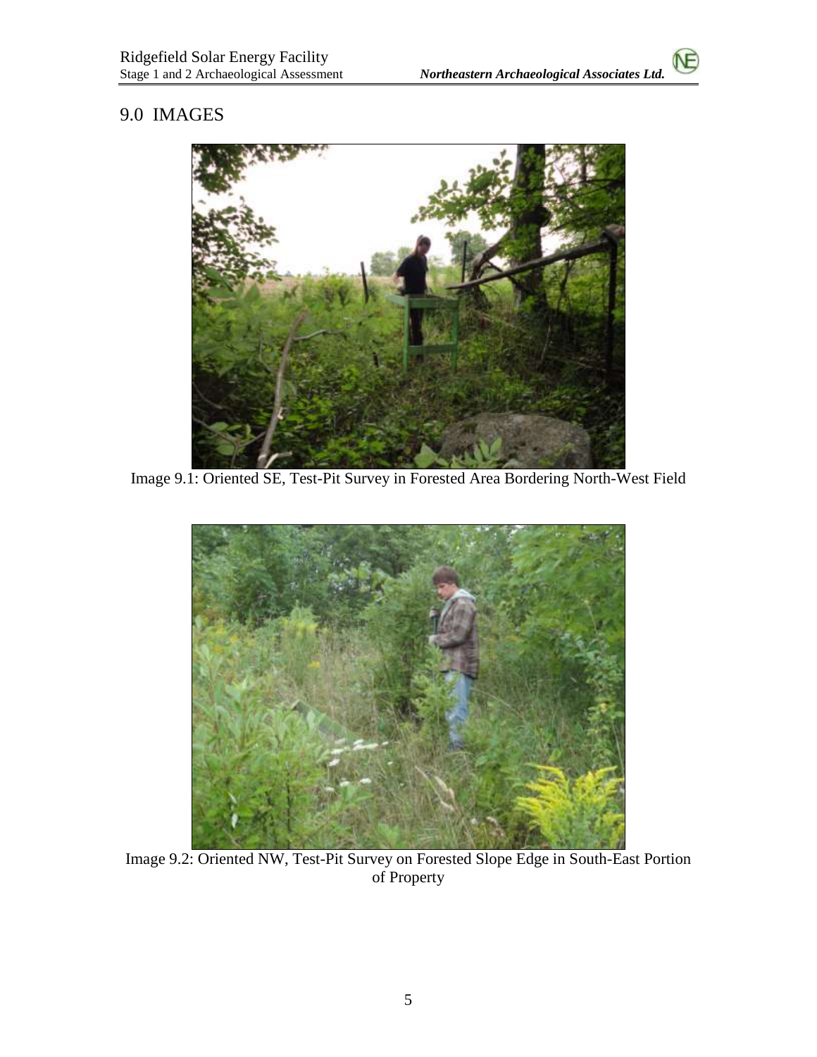# 9.0 IMAGES

Image 9.1: Oriented SE, Test-Pit Survey in Forested Area Bordering North-West Field

Image 9.2: Oriented NW, Test-Pit Survey on Forested Slope Edge in South-East Portion of Property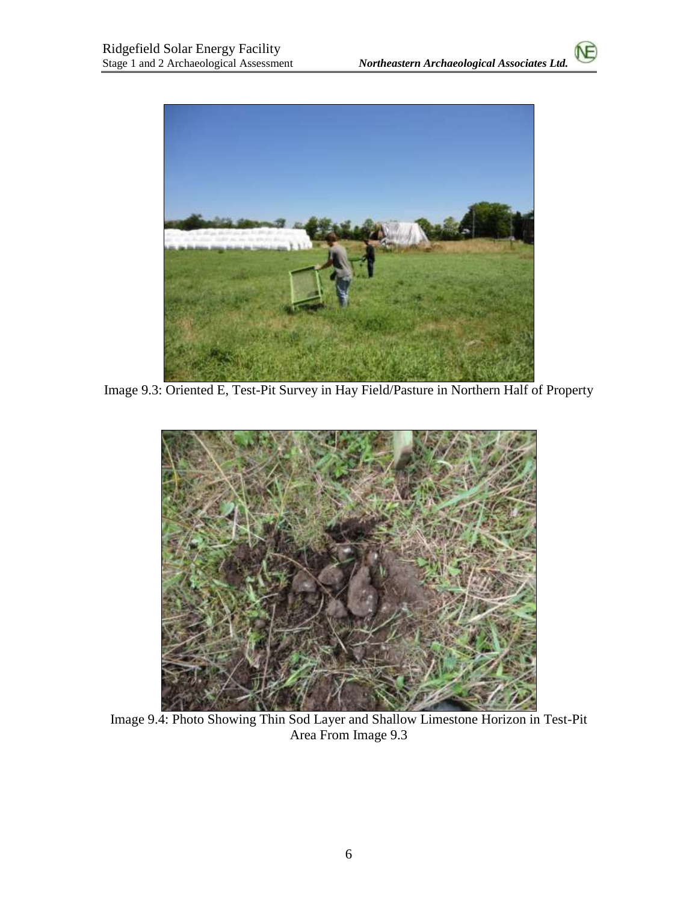Image 9.3: Oriented E, Test-Pit Survey in Hay Field/Pasture in Northern Half of Property

Image 9.4: Photo Showing Thin Sod Layer and Shallow Limestone Horizon in Test-Pit Area From Image 9.3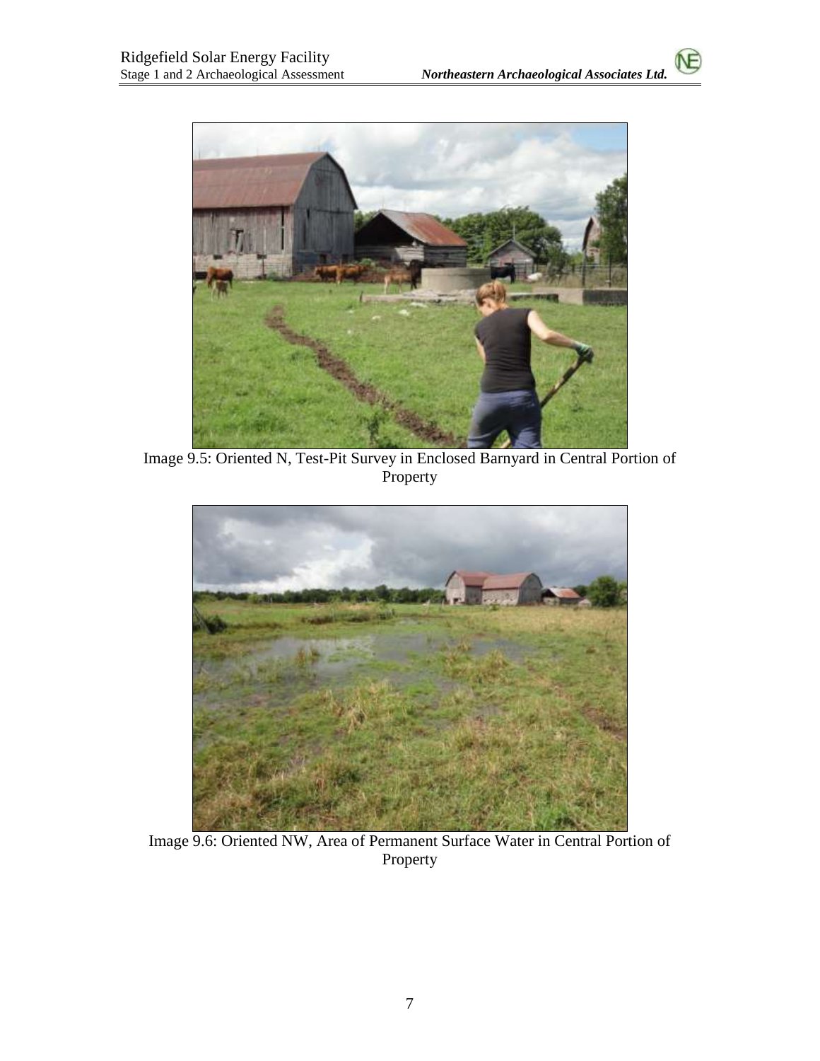Image 9.5: Oriented N, Test-Pit Survey in Enclosed Barnyard in Central Portion of Property

Image 9.6: Oriented NW, Area of Permanent Surface Water in Central Portion of Property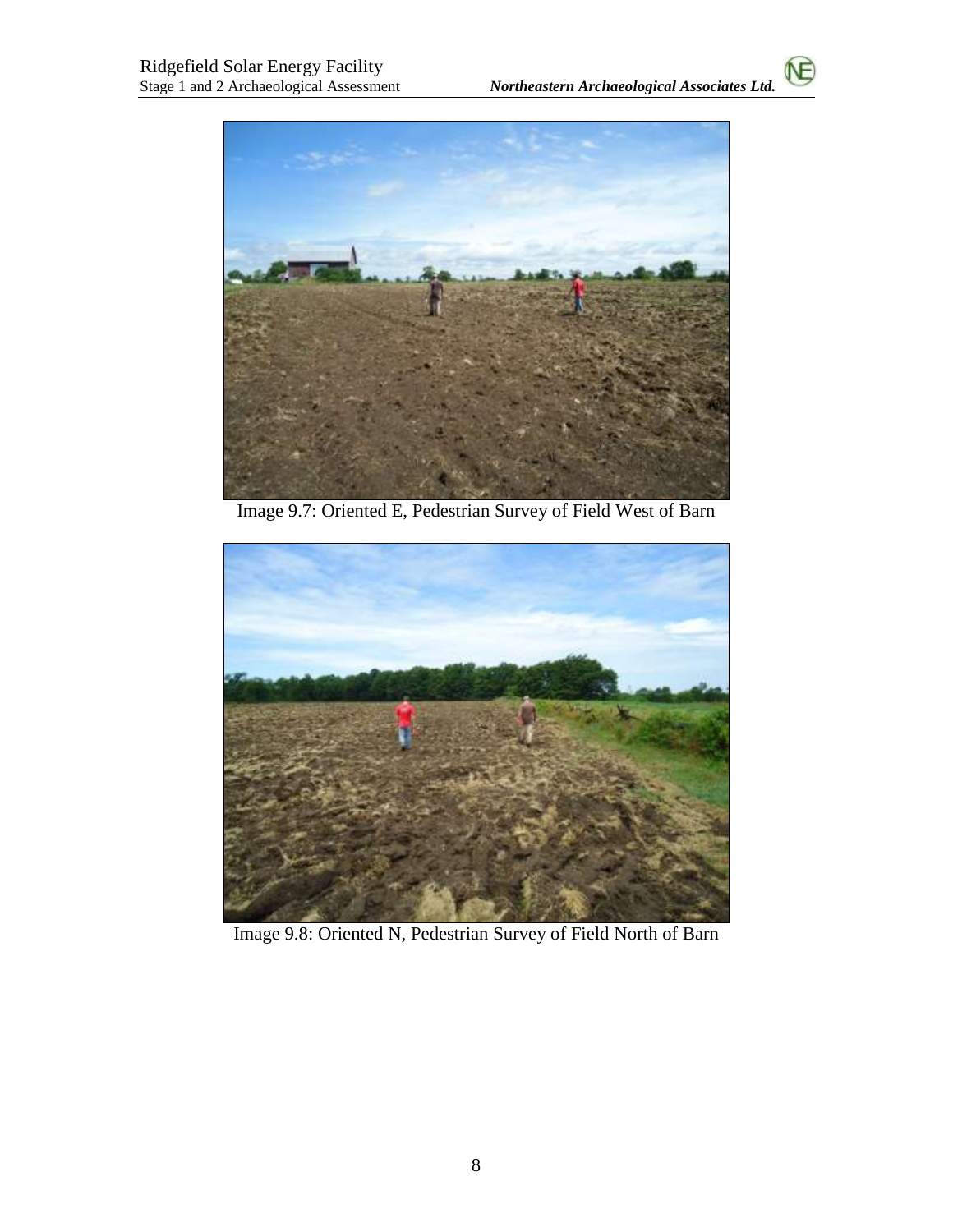Image 9.7: Oriented E, Pedestrian Survey of Field West of Barn

Image 9.8: Oriented N, Pedestrian Survey of Field North of Barn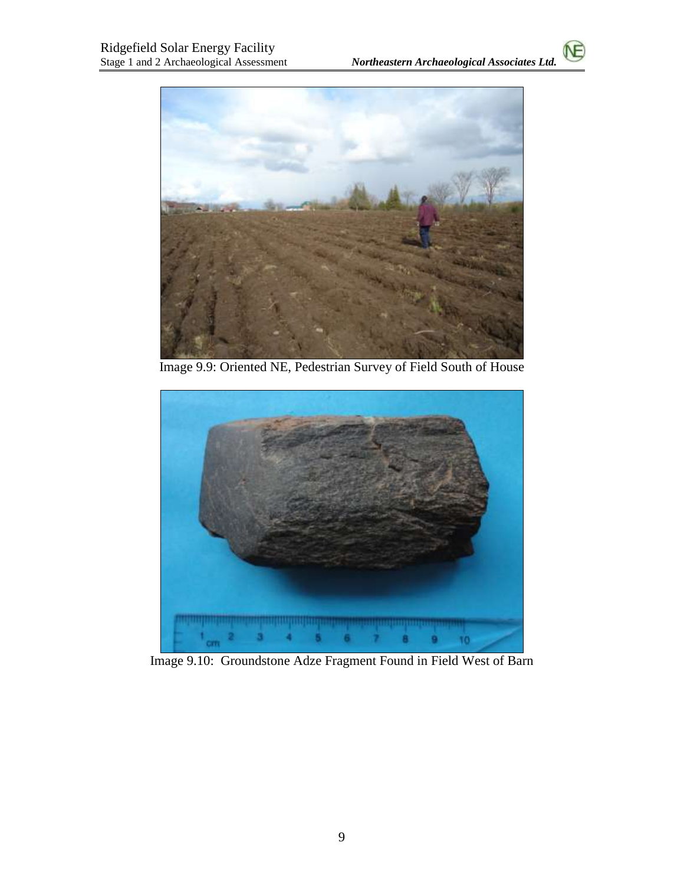Image 9.9: Oriented NE, Pedestrian Survey of Field South of House

Image 9.10: Groundstone Adze Fragment Found in Field West of Barn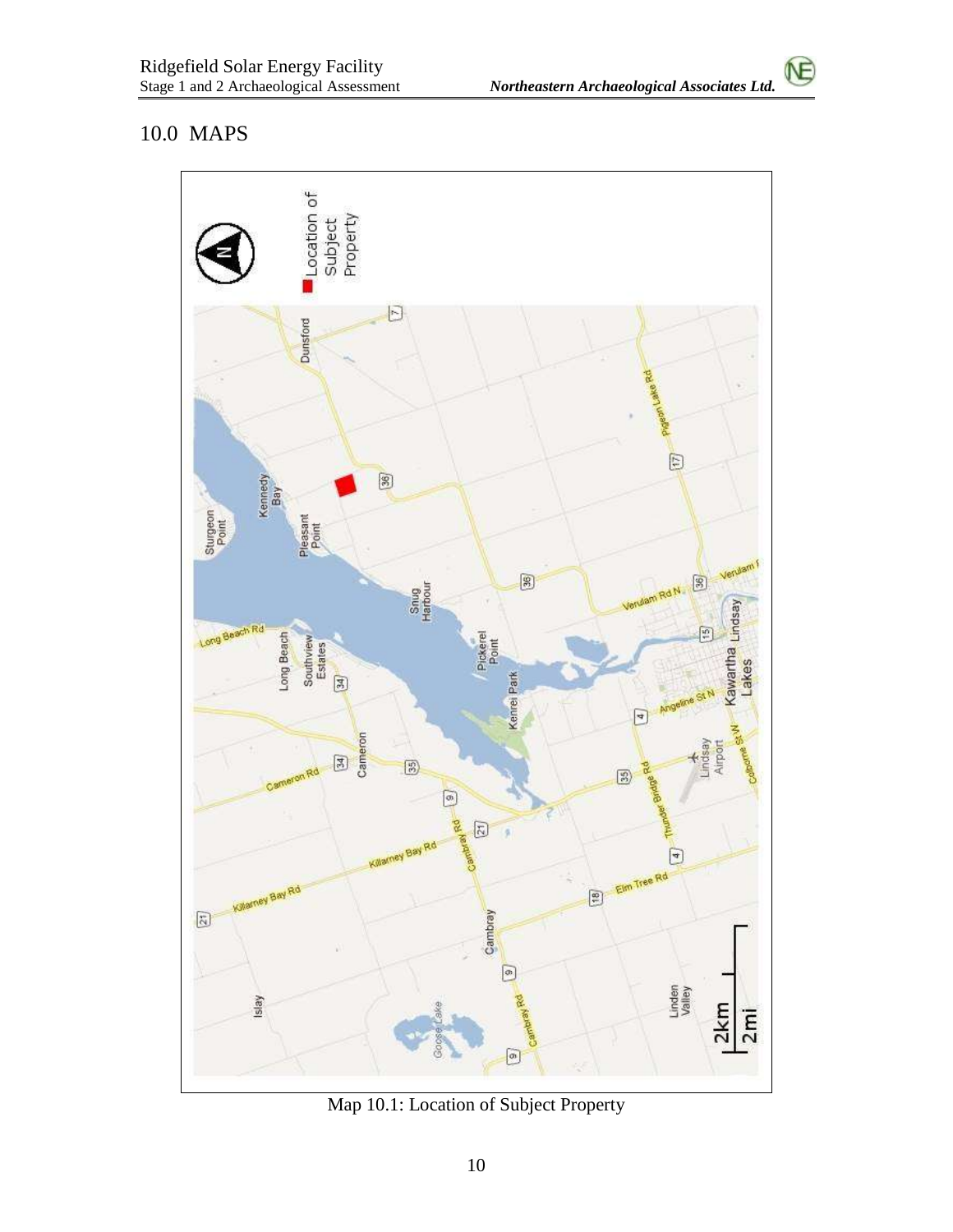# 10.0 MAPS

Map 10.1: Location of Subject Property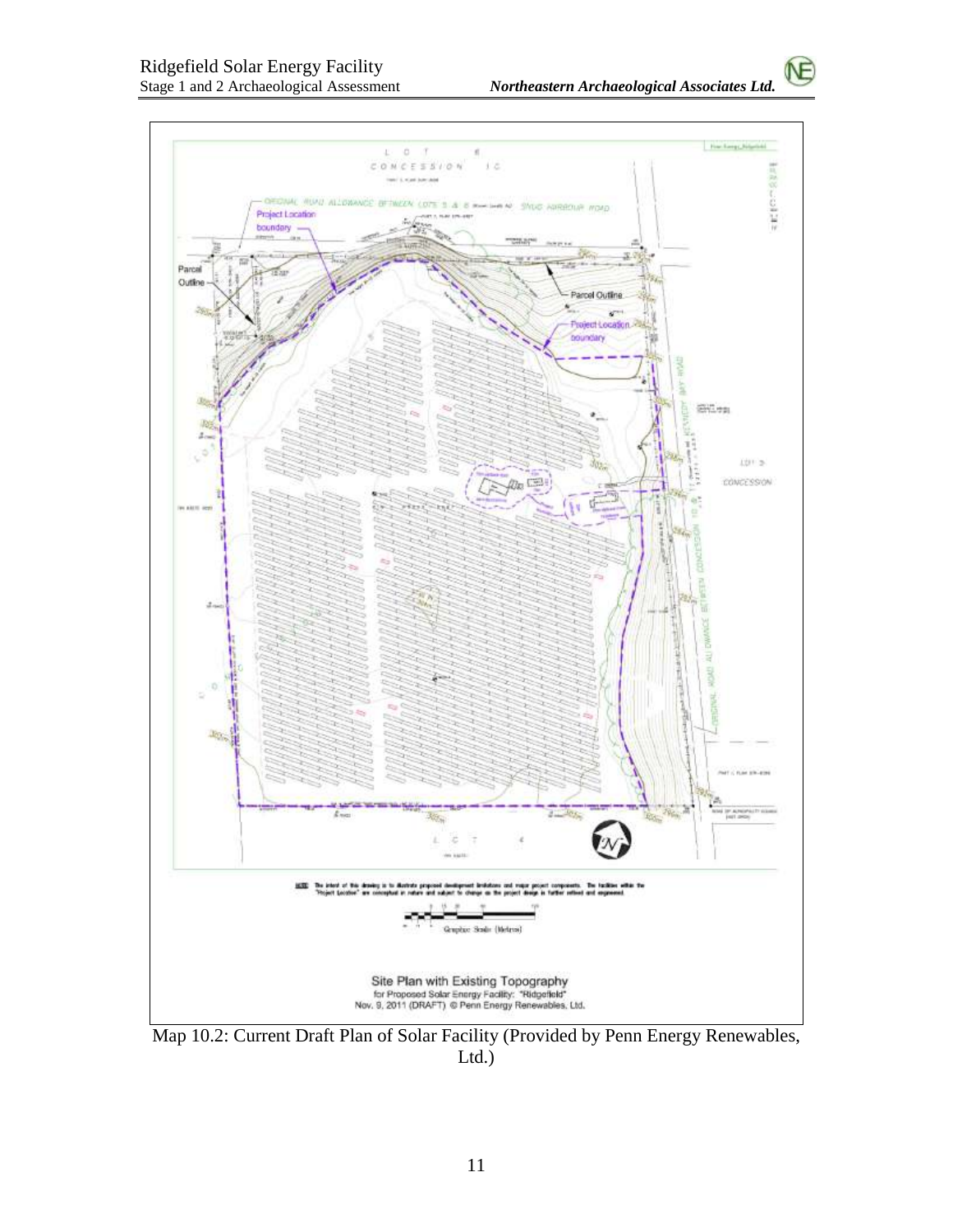Map 10.2: Current Draft Plan of Solar Facility (Provided by Penn Energy Renewables, Ltd.)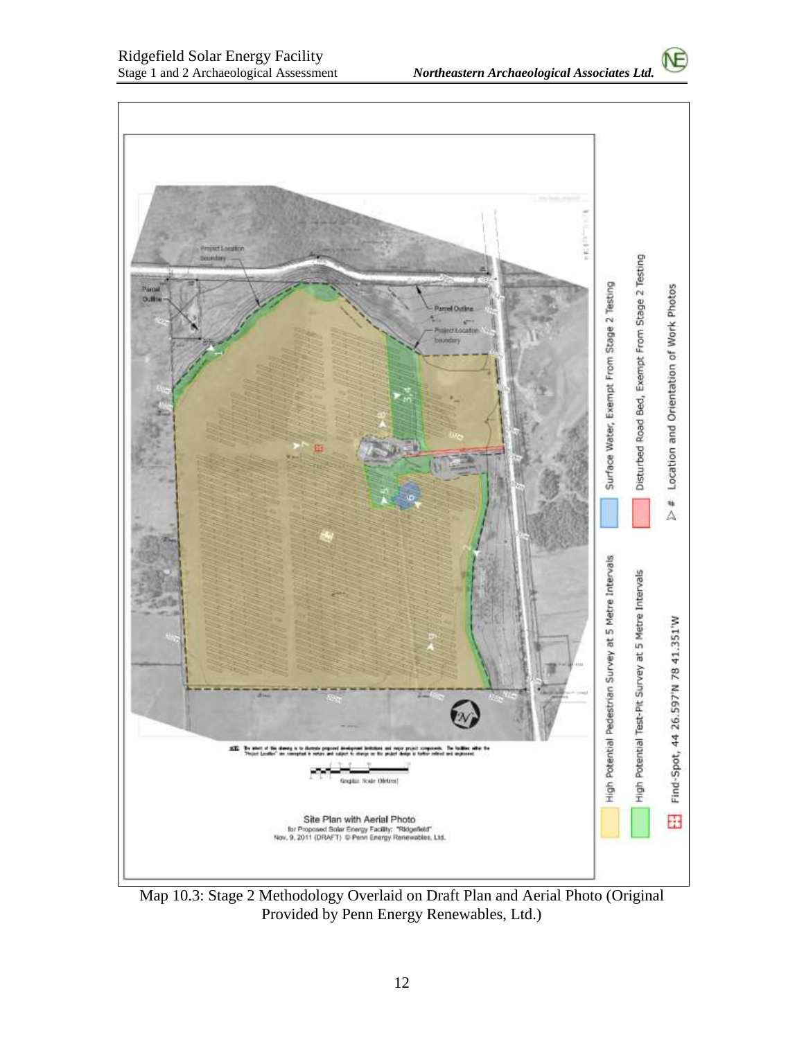Map 10.3: Stage 2 Methodology Overlaid on Draft Plan and Aerial Photo (Original Provided by Penn Energy Renewables, Ltd.)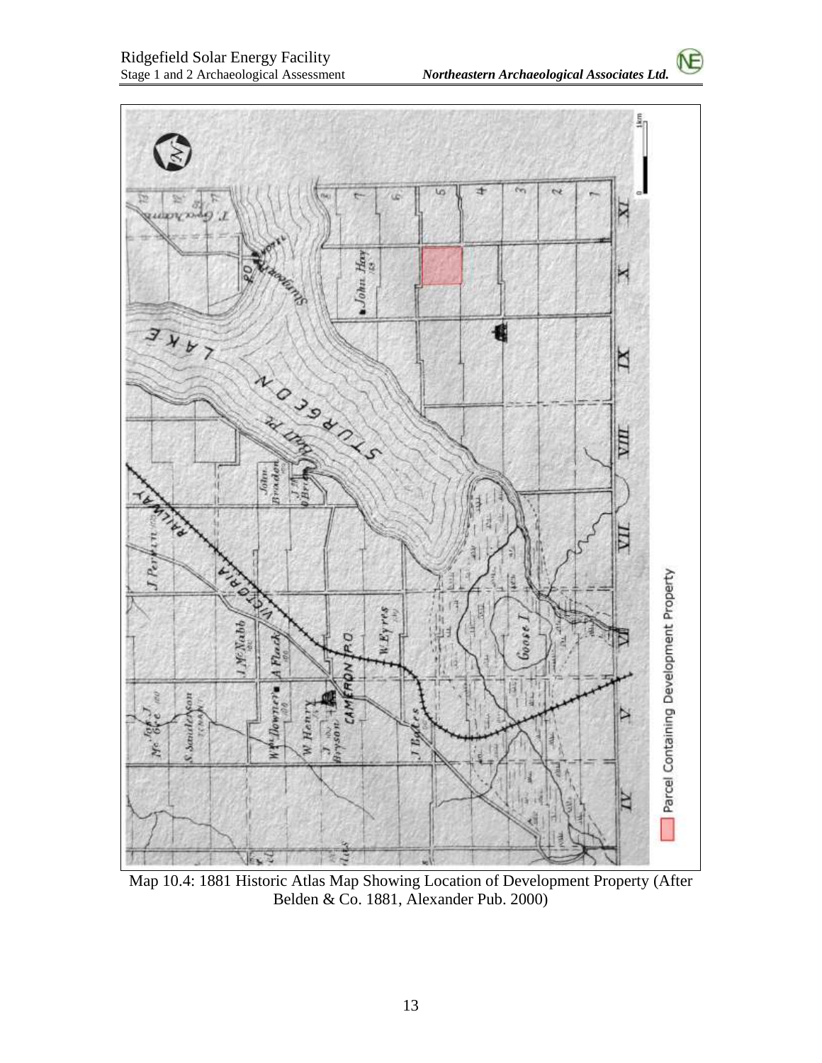Map 10.4: 1881 Historic Atlas Map Showing Location of Development Property (After Belden & Co. 1881, Alexander Pub. 2000)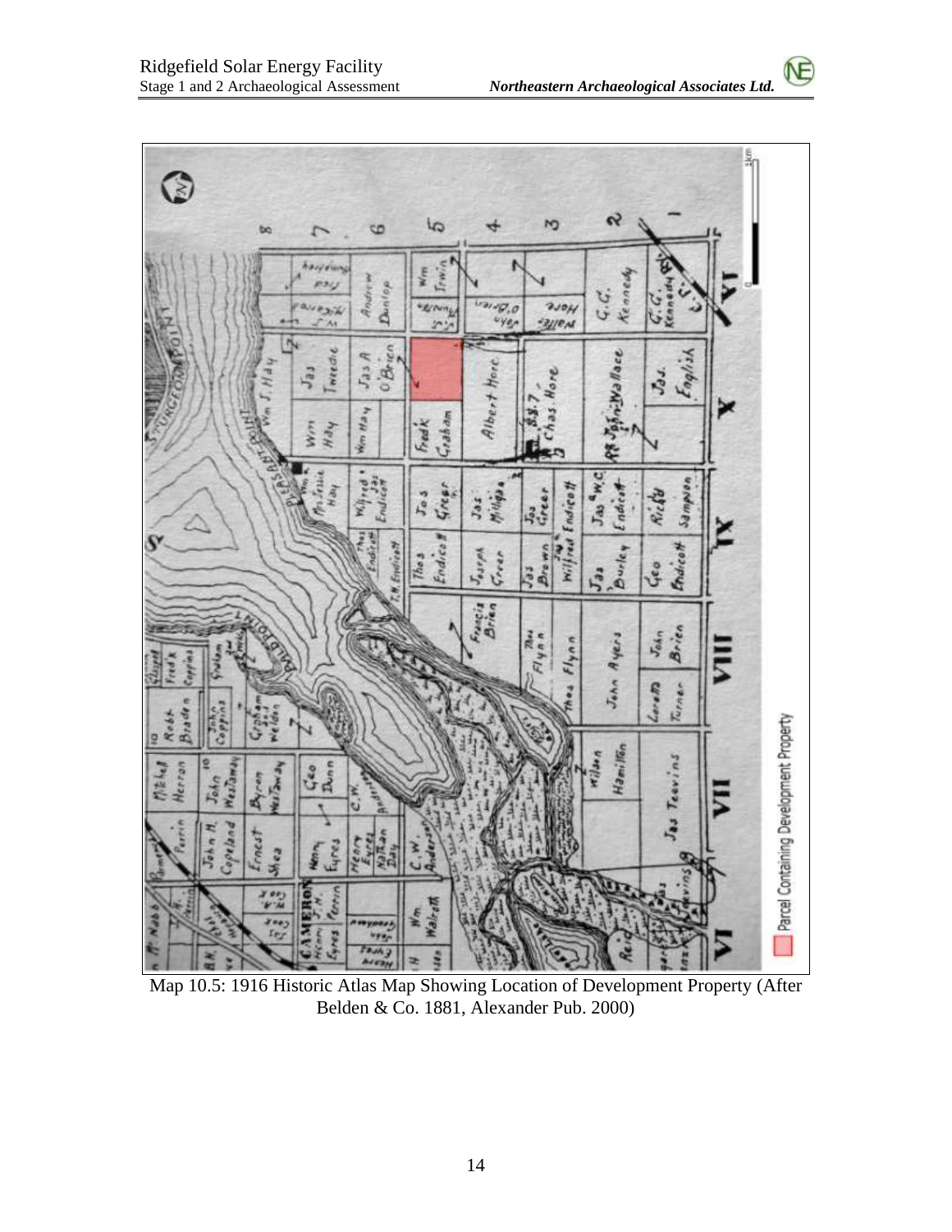Parcel Containing Development Property

Map 10.5: 1916 Historic Atlas Map Showing Location of Development Property (After Belden & Co. 1881, Alexander Pub. 2000)